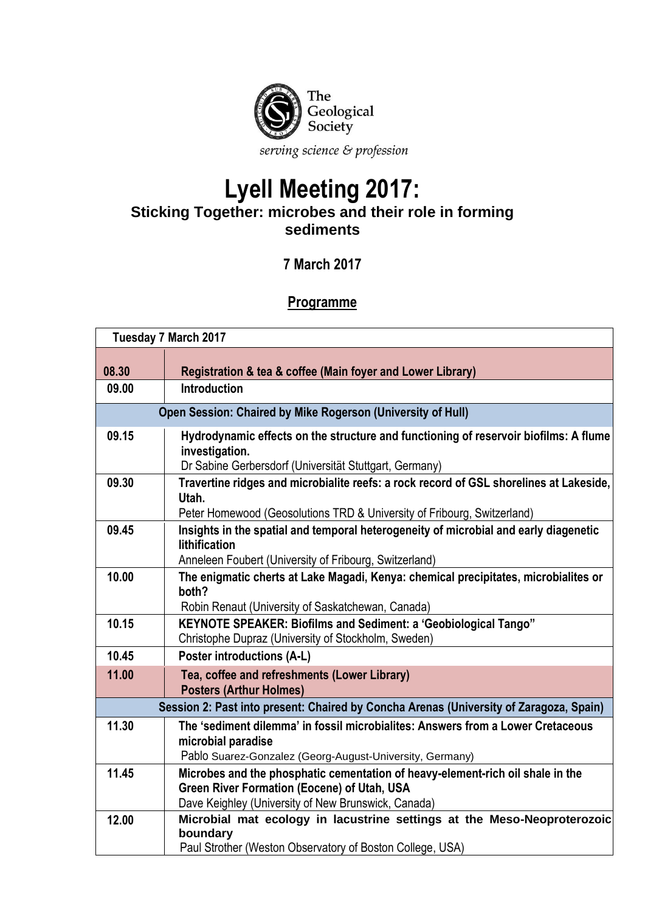The Geological Society

*serving science & profession*

# Lyell Meeting 2017:

## Sticking Together: microbes and their role in forming sediments

### 7 March 2017

### Programme

| Tuesday 7 March 2017 | |
|---|---|
| **08.30** | **Registration & tea & coffee (Main foyer and Lower Library)** |
| **09.00** | **Introduction** |
| **Open Session: Chaired by Mike Rogerson (University of Hull)** | |
| **09.15** | **Hydrodynamic effects on the structure and functioning of reservoir biofilms: A flume investigation.**<br>Dr Sabine Gerbersdorf (Universität Stuttgart, Germany) |
| **09.30** | **Travertine ridges and microbialite reefs: a rock record of GSL shorelines at Lakeside, Utah.**<br>Peter Homewood (Geosolutions TRD & University of Fribourg, Switzerland) |
| **09.45** | **Insights in the spatial and temporal heterogeneity of microbial and early diagenetic lithification**<br>Anneleen Foubert (University of Fribourg, Switzerland) |
| **10.00** | **The enigmatic cherts at Lake Magadi, Kenya: chemical precipitates, microbialites or both?**<br>Robin Renaut (University of Saskatchewan, Canada) |
| **10.15** | **KEYNOTE SPEAKER: Biofilms and Sediment: a 'Geobiological Tango"**<br>Christophe Dupraz (University of Stockholm, Sweden) |
| **10.45** | **Poster introductions (A-L)** |
| **11.00** | **Tea, coffee and refreshments (Lower Library)**<br>**Posters (Arthur Holmes)** |
| **Session 2: Past into present: Chaired by Concha Arenas (University of Zaragoza, Spain)** | |
| **11.30** | **The 'sediment dilemma' in fossil microbialites: Answers from a Lower Cretaceous microbial paradise**<br>Pablo Suarez-Gonzalez (Georg-August-University, Germany) |
| **11.45** | **Microbes and the phosphatic cementation of heavy-element-rich oil shale in the Green River Formation (Eocene) of Utah, USA**<br>Dave Keighley (University of New Brunswick, Canada) |
| **12.00** | **Microbial mat ecology in lacustrine settings at the Meso-Neoproterozoic boundary**<br>Paul Strother (Weston Observatory of Boston College, USA) |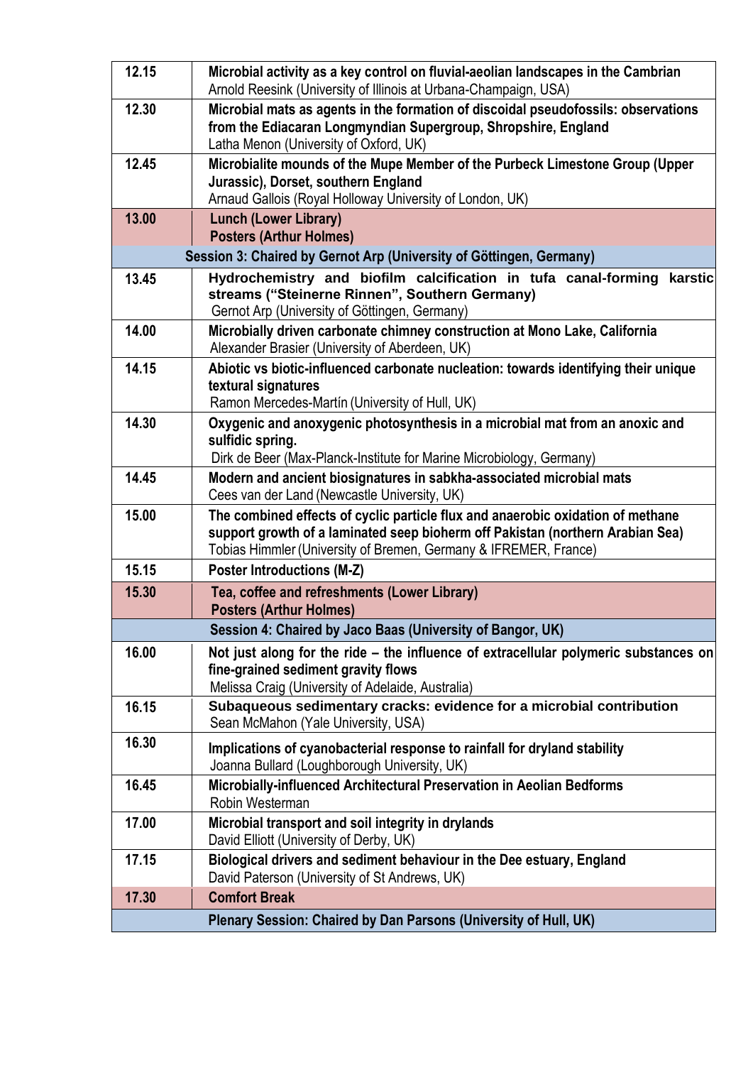| | |
|---|---|
| 12.15 | **Microbial activity as a key control on fluvial-aeolian landscapes in the Cambrian**<br>Arnold Reesink (University of Illinois at Urbana-Champaign, USA) |
| 12.30 | **Microbial mats as agents in the formation of discoidal pseudofossils: observations from the Ediacaran Longmyndian Supergroup, Shropshire, England**<br>Latha Menon (University of Oxford, UK) |
| 12.45 | **Microbialite mounds of the Mupe Member of the Purbeck Limestone Group (Upper Jurassic), Dorset, southern England**<br>Arnaud Gallois (Royal Holloway University of London, UK) |
| 13.00 | **Lunch (Lower Library)**<br>**Posters (Arthur Holmes)** |
| **Session 3: Chaired by Gernot Arp (University of Göttingen, Germany)** | |
| 13.45 | **Hydrochemistry and biofilm calcification in tufa canal-forming karstic streams ("Steinerne Rinnen", Southern Germany)**<br>Gernot Arp (University of Göttingen, Germany) |
| 14.00 | **Microbially driven carbonate chimney construction at Mono Lake, California**<br>Alexander Brasier (University of Aberdeen, UK) |
| 14.15 | **Abiotic vs biotic-influenced carbonate nucleation: towards identifying their unique textural signatures**<br>Ramon Mercedes-Martín (University of Hull, UK) |
| 14.30 | **Oxygenic and anoxygenic photosynthesis in a microbial mat from an anoxic and sulfidic spring.**<br>Dirk de Beer (Max-Planck-Institute for Marine Microbiology, Germany) |
| 14.45 | **Modern and ancient biosignatures in sabkha-associated microbial mats**<br>Cees van der Land (Newcastle University, UK) |
| 15.00 | **The combined effects of cyclic particle flux and anaerobic oxidation of methane support growth of a laminated seep bioherm off Pakistan (northern Arabian Sea)**<br>Tobias Himmler (University of Bremen, Germany & IFREMER, France) |
| 15.15 | **Poster Introductions (M-Z)** |
| 15.30 | **Tea, coffee and refreshments (Lower Library)**<br>**Posters (Arthur Holmes)** |
| **Session 4: Chaired by Jaco Baas (University of Bangor, UK)** | |
| 16.00 | **Not just along for the ride – the influence of extracellular polymeric substances on fine-grained sediment gravity flows**<br>Melissa Craig (University of Adelaide, Australia) |
| 16.15 | **Subaqueous sedimentary cracks: evidence for a microbial contribution**<br>Sean McMahon (Yale University, USA) |
| 16.30 | **Implications of cyanobacterial response to rainfall for dryland stability**<br>Joanna Bullard (Loughborough University, UK) |
| 16.45 | **Microbially-influenced Architectural Preservation in Aeolian Bedforms**<br>Robin Westerman |
| 17.00 | **Microbial transport and soil integrity in drylands**<br>David Elliott (University of Derby, UK) |
| 17.15 | **Biological drivers and sediment behaviour in the Dee estuary, England**<br>David Paterson (University of St Andrews, UK) |
| 17.30 | **Comfort Break** |
| **Plenary Session: Chaired by Dan Parsons (University of Hull, UK)** | |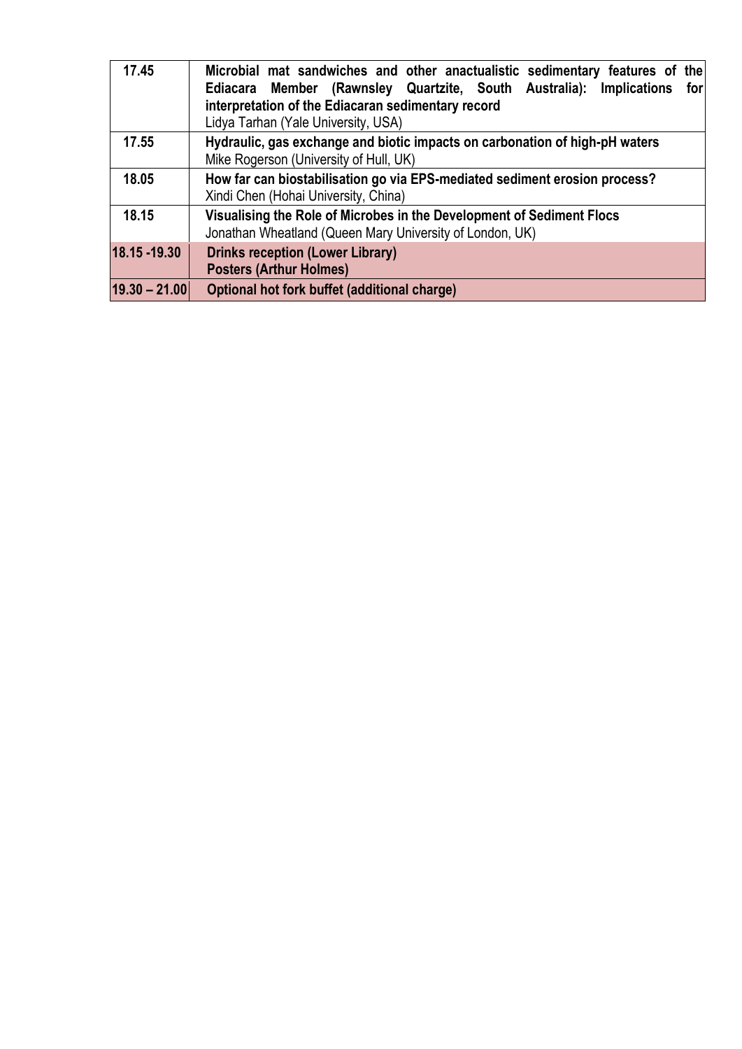| | |
|---|---|
| 17.45 | **Microbial mat sandwiches and other anactualistic sedimentary features of the Ediacara Member (Rawnsley Quartzite, South Australia): Implications for interpretation of the Ediacaran sedimentary record**<br>Lidya Tarhan (Yale University, USA) |
| 17.55 | **Hydraulic, gas exchange and biotic impacts on carbonation of high-pH waters**<br>Mike Rogerson (University of Hull, UK) |
| 18.05 | **How far can biostabilisation go via EPS-mediated sediment erosion process?**<br>Xindi Chen (Hohai University, China) |
| 18.15 | **Visualising the Role of Microbes in the Development of Sediment Flocs**<br>Jonathan Wheatland (Queen Mary University of London, UK) |
| **18.15 -19.30** | **Drinks reception (Lower Library)**<br>**Posters (Arthur Holmes)** |
| **19.30 – 21.00** | **Optional hot fork buffet (additional charge)** |